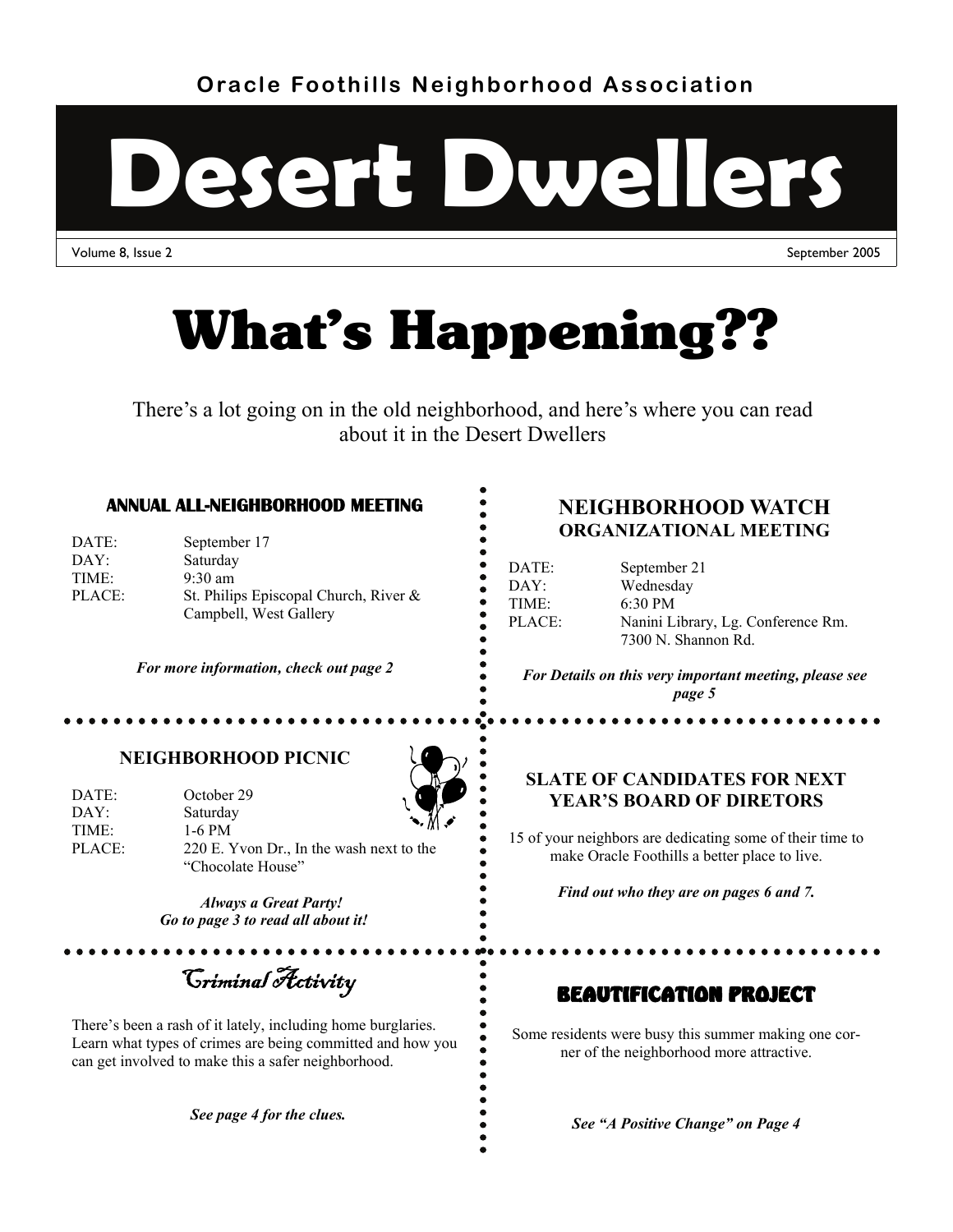Oracle Foothills Neighborhood Association

# Desert Dwellers

Volume 8, Issue 2 — September 2005

# What's Happening??

There's a lot going on in the old neighborhood, and here's where you can read about it in the Desert Dwellers

## ANNUAL ALL-NEIGHBORHOOD MEETING

| | |
|---|---|
| DATE: | September 17 |
| DAY: | Saturday |
| TIME: | 9:30 am |
| PLACE: | St. Philips Episcopal Church, River & Campbell, West Gallery |

***For more information, check out page 2***

## NEIGHBORHOOD WATCH ORGANIZATIONAL MEETING

| | |
|---|---|
| DATE: | September 21 |
| DAY: | Wednesday |
| TIME: | 6:30 PM |
| PLACE: | Nanini Library, Lg. Conference Rm. 7300 N. Shannon Rd. |

***For Details on this very important meeting, please see page 5***

## NEIGHBORHOOD PICNIC

| | |
|---|---|
| DATE: | October 29 |
| DAY: | Saturday |
| TIME: | 1-6 PM |
| PLACE: | 220 E. Yvon Dr., In the wash next to the "Chocolate House" |

***Always a Great Party!***
***Go to page 3 to read all about it!***

## SLATE OF CANDIDATES FOR NEXT YEAR'S BOARD OF DIRETORS

15 of your neighbors are dedicating some of their time to make Oracle Foothills a better place to live.

***Find out who they are on pages 6 and 7.***

## Criminal Activity

There's been a rash of it lately, including home burglaries. Learn what types of crimes are being committed and how you can get involved to make this a safer neighborhood.

***See page 4 for the clues.***

## BEAUTIFICATION PROJECT

Some residents were busy this summer making one corner of the neighborhood more attractive.

***See "A Positive Change" on Page 4***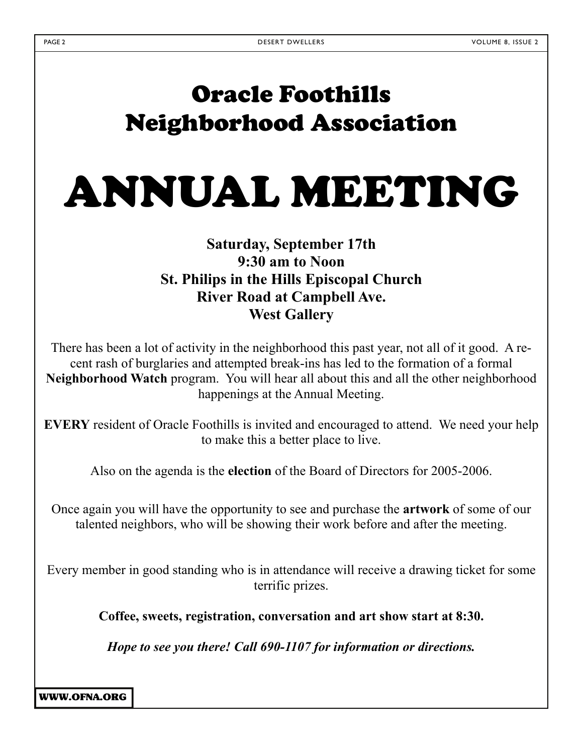# Oracle Foothills Neighborhood Association

# ANNUAL MEETING

**Saturday, September 17th**
**9:30 am to Noon**
**St. Philips in the Hills Episcopal Church**
**River Road at Campbell Ave.**
**West Gallery**

There has been a lot of activity in the neighborhood this past year, not all of it good. A recent rash of burglaries and attempted break-ins has led to the formation of a formal **Neighborhood Watch** program. You will hear all about this and all the other neighborhood happenings at the Annual Meeting.

**EVERY** resident of Oracle Foothills is invited and encouraged to attend. We need your help to make this a better place to live.

Also on the agenda is the **election** of the Board of Directors for 2005-2006.

Once again you will have the opportunity to see and purchase the **artwork** of some of our talented neighbors, who will be showing their work before and after the meeting.

Every member in good standing who is in attendance will receive a drawing ticket for some terrific prizes.

**Coffee, sweets, registration, conversation and art show start at 8:30.**

***Hope to see you there! Call 690-1107 for information or directions.***

**WWW.OFNA.ORG**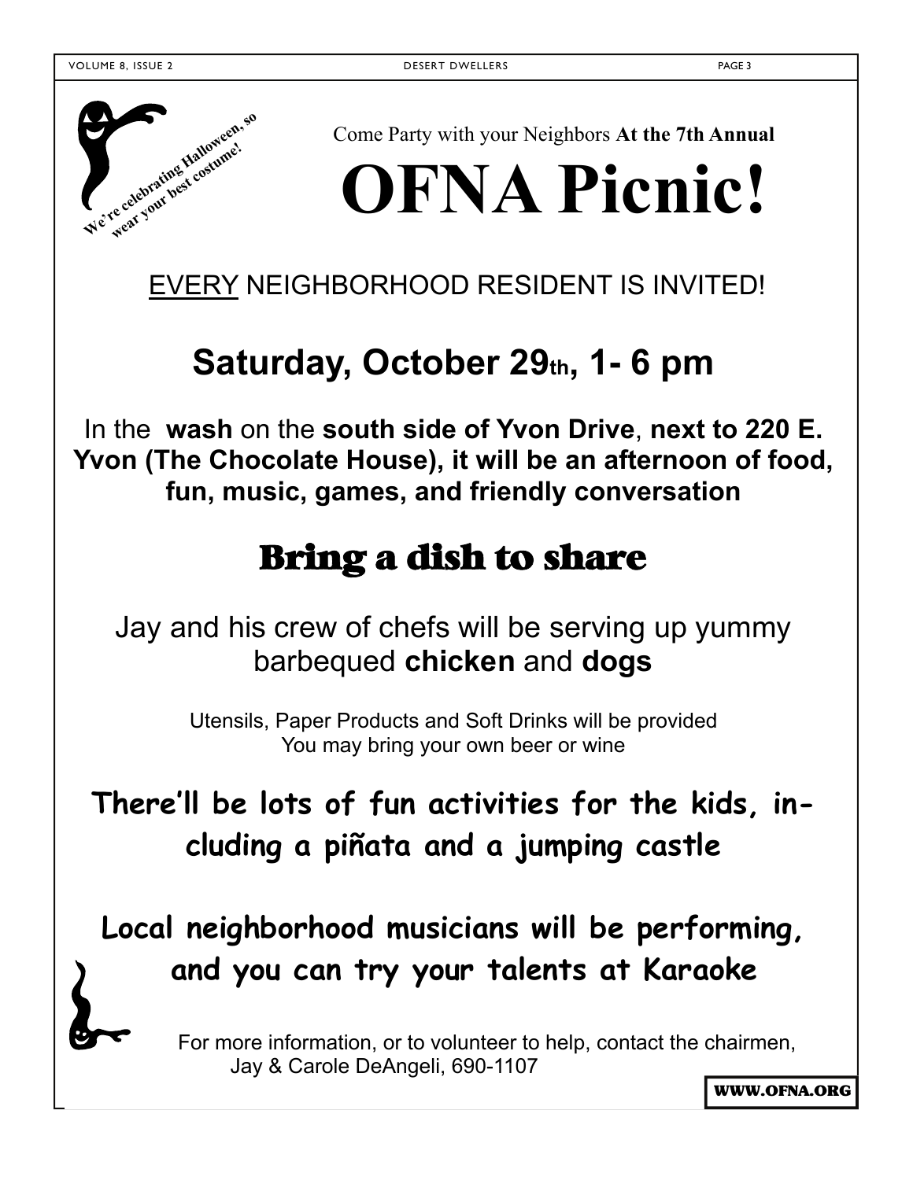We're celebrating Halloween, so wear your best costume!

Come Party with your Neighbors **At the 7th Annual**

# OFNA Picnic!

<u>EVERY</u> NEIGHBORHOOD RESIDENT IS INVITED!

## Saturday, October 29th, 1- 6 pm

In the **wash** on the **south side of Yvon Drive**, **next to 220 E. Yvon (The Chocolate House), it will be an afternoon of food, fun, music, games, and friendly conversation**

## Bring a dish to share

Jay and his crew of chefs will be serving up yummy barbequed **chicken** and **dogs**

Utensils, Paper Products and Soft Drinks will be provided
You may bring your own beer or wine

**There'll be lots of fun activities for the kids, including a piñata and a jumping castle**

**Local neighborhood musicians will be performing, and you can try your talents at Karaoke**

For more information, or to volunteer to help, contact the chairmen, Jay & Carole DeAngeli, 690-1107

**WWW.OFNA.ORG**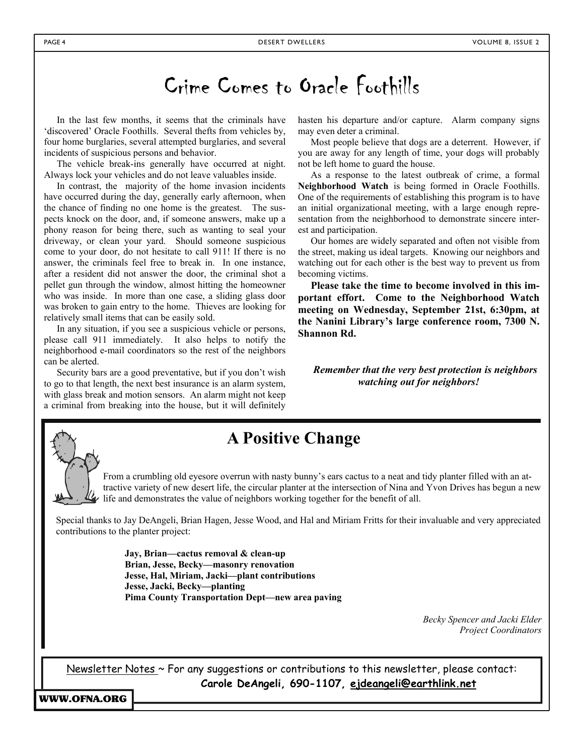# Crime Comes to Oracle Foothills

In the last few months, it seems that the criminals have 'discovered' Oracle Foothills. Several thefts from vehicles by, four home burglaries, several attempted burglaries, and several incidents of suspicious persons and behavior.

The vehicle break-ins generally have occurred at night. Always lock your vehicles and do not leave valuables inside.

In contrast, the majority of the home invasion incidents have occurred during the day, generally early afternoon, when the chance of finding no one home is the greatest. The suspects knock on the door, and, if someone answers, make up a phony reason for being there, such as wanting to seal your driveway, or clean your yard. Should someone suspicious come to your door, do not hesitate to call 911! If there is no answer, the criminals feel free to break in. In one instance, after a resident did not answer the door, the criminal shot a pellet gun through the window, almost hitting the homeowner who was inside. In more than one case, a sliding glass door was broken to gain entry to the home. Thieves are looking for relatively small items that can be easily sold.

In any situation, if you see a suspicious vehicle or persons, please call 911 immediately. It also helps to notify the neighborhood e-mail coordinators so the rest of the neighbors can be alerted.

Security bars are a good preventative, but if you don't wish to go to that length, the next best insurance is an alarm system, with glass break and motion sensors. An alarm might not keep a criminal from breaking into the house, but it will definitely hasten his departure and/or capture. Alarm company signs may even deter a criminal.

Most people believe that dogs are a deterrent. However, if you are away for any length of time, your dogs will probably not be left home to guard the house.

As a response to the latest outbreak of crime, a formal **Neighborhood Watch** is being formed in Oracle Foothills. One of the requirements of establishing this program is to have an initial organizational meeting, with a large enough representation from the neighborhood to demonstrate sincere interest and participation.

Our homes are widely separated and often not visible from the street, making us ideal targets. Knowing our neighbors and watching out for each other is the best way to prevent us from becoming victims.

**Please take the time to become involved in this important effort. Come to the Neighborhood Watch meeting on Wednesday, September 21st, 6:30pm, at the Nanini Library's large conference room, 7300 N. Shannon Rd.**

***Remember that the very best protection is neighbors watching out for neighbors!***

## A Positive Change

From a crumbling old eyesore overrun with nasty bunny's ears cactus to a neat and tidy planter filled with an attractive variety of new desert life, the circular planter at the intersection of Nina and Yvon Drives has begun a new life and demonstrates the value of neighbors working together for the benefit of all.

Special thanks to Jay DeAngeli, Brian Hagen, Jesse Wood, and Hal and Miriam Fritts for their invaluable and very appreciated contributions to the planter project:

**Jay, Brian—cactus removal & clean-up**
**Brian, Jesse, Becky—masonry renovation**
**Jesse, Hal, Miriam, Jacki—plant contributions**
**Jesse, Jacki, Becky—planting**
**Pima County Transportation Dept—new area paving**

*Becky Spencer and Jacki Elder*
*Project Coordinators*

Newsletter Notes ~ For any suggestions or contributions to this newsletter, please contact:
**Carole DeAngeli, 690-1107, ejdeangeli@earthlink.net**

**WWW.OFNA.ORG**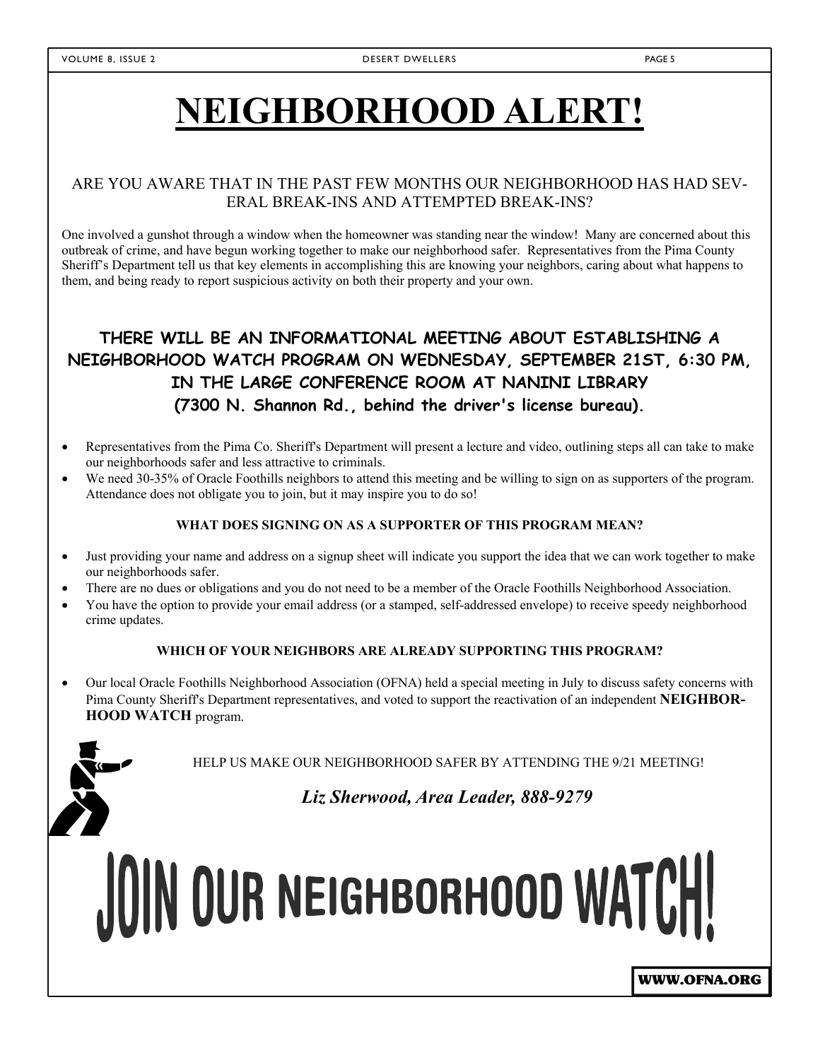# NEIGHBORHOOD ALERT!

ARE YOU AWARE THAT IN THE PAST FEW MONTHS OUR NEIGHBORHOOD HAS HAD SEVERAL BREAK-INS AND ATTEMPTED BREAK-INS?

One involved a gunshot through a window when the homeowner was standing near the window! Many are concerned about this outbreak of crime, and have begun working together to make our neighborhood safer. Representatives from the Pima County Sheriff's Department tell us that key elements in accomplishing this are knowing your neighbors, caring about what happens to them, and being ready to report suspicious activity on both their property and your own.

**THERE WILL BE AN INFORMATIONAL MEETING ABOUT ESTABLISHING A NEIGHBORHOOD WATCH PROGRAM ON WEDNESDAY, SEPTEMBER 21ST, 6:30 PM, IN THE LARGE CONFERENCE ROOM AT NANINI LIBRARY (7300 N. Shannon Rd., behind the driver's license bureau).**

- Representatives from the Pima Co. Sheriff's Department will present a lecture and video, outlining steps all can take to make our neighborhoods safer and less attractive to criminals.
- We need 30-35% of Oracle Foothills neighbors to attend this meeting and be willing to sign on as supporters of the program. Attendance does not obligate you to join, but it may inspire you to do so!

**WHAT DOES SIGNING ON AS A SUPPORTER OF THIS PROGRAM MEAN?**

- Just providing your name and address on a signup sheet will indicate you support the idea that we can work together to make our neighborhoods safer.
- There are no dues or obligations and you do not need to be a member of the Oracle Foothills Neighborhood Association.
- You have the option to provide your email address (or a stamped, self-addressed envelope) to receive speedy neighborhood crime updates.

**WHICH OF YOUR NEIGHBORS ARE ALREADY SUPPORTING THIS PROGRAM?**

- Our local Oracle Foothills Neighborhood Association (OFNA) held a special meeting in July to discuss safety concerns with Pima County Sheriff's Department representatives, and voted to support the reactivation of an independent **NEIGHBORHOOD WATCH** program.

HELP US MAKE OUR NEIGHBORHOOD SAFER BY ATTENDING THE 9/21 MEETING!

***Liz Sherwood, Area Leader, 888-9279***

# JOIN OUR NEIGHBORHOOD WATCH!

**WWW.OFNA.ORG**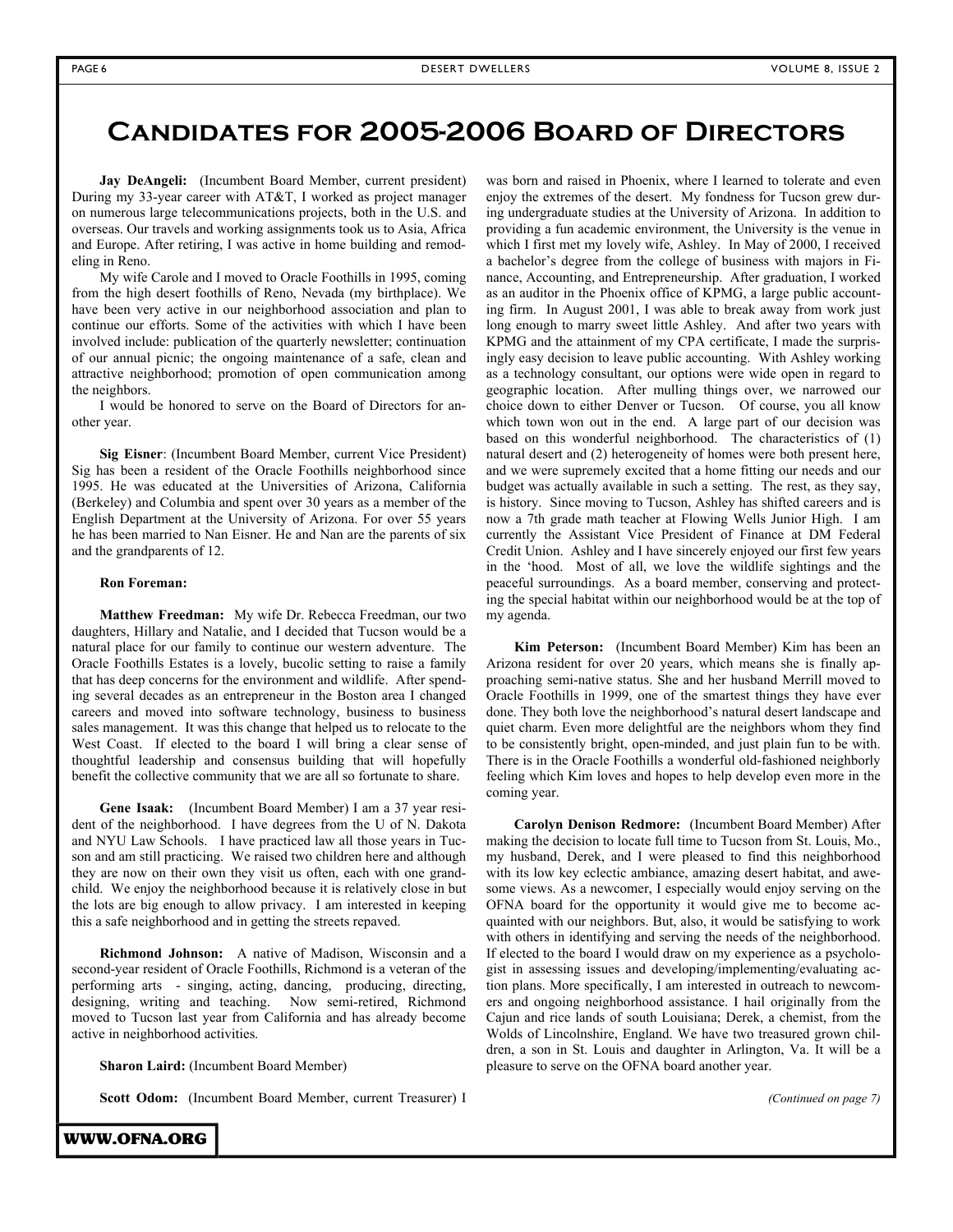# Candidates for 2005-2006 Board of Directors

**Jay DeAngeli:** (Incumbent Board Member, current president) During my 33-year career with AT&T, I worked as project manager on numerous large telecommunications projects, both in the U.S. and overseas. Our travels and working assignments took us to Asia, Africa and Europe. After retiring, I was active in home building and remodeling in Reno.

My wife Carole and I moved to Oracle Foothills in 1995, coming from the high desert foothills of Reno, Nevada (my birthplace). We have been very active in our neighborhood association and plan to continue our efforts. Some of the activities with which I have been involved include: publication of the quarterly newsletter; continuation of our annual picnic; the ongoing maintenance of a safe, clean and attractive neighborhood; promotion of open communication among the neighbors.

I would be honored to serve on the Board of Directors for another year.

**Sig Eisner**: (Incumbent Board Member, current Vice President) Sig has been a resident of the Oracle Foothills neighborhood since 1995. He was educated at the Universities of Arizona, California (Berkeley) and Columbia and spent over 30 years as a member of the English Department at the University of Arizona. For over 55 years he has been married to Nan Eisner. He and Nan are the parents of six and the grandparents of 12.

**Ron Foreman:**

**Matthew Freedman:** My wife Dr. Rebecca Freedman, our two daughters, Hillary and Natalie, and I decided that Tucson would be a natural place for our family to continue our western adventure. The Oracle Foothills Estates is a lovely, bucolic setting to raise a family that has deep concerns for the environment and wildlife. After spending several decades as an entrepreneur in the Boston area I changed careers and moved into software technology, business to business sales management. It was this change that helped us to relocate to the West Coast. If elected to the board I will bring a clear sense of thoughtful leadership and consensus building that will hopefully benefit the collective community that we are all so fortunate to share.

**Gene Isaak:** (Incumbent Board Member) I am a 37 year resident of the neighborhood. I have degrees from the U of N. Dakota and NYU Law Schools. I have practiced law all those years in Tucson and am still practicing. We raised two children here and although they are now on their own they visit us often, each with one grandchild. We enjoy the neighborhood because it is relatively close in but the lots are big enough to allow privacy. I am interested in keeping this a safe neighborhood and in getting the streets repaved.

**Richmond Johnson:** A native of Madison, Wisconsin and a second-year resident of Oracle Foothills, Richmond is a veteran of the performing arts - singing, acting, dancing, producing, directing, designing, writing and teaching. Now semi-retired, Richmond moved to Tucson last year from California and has already become active in neighborhood activities.

**Sharon Laird:** (Incumbent Board Member)

**Scott Odom:** (Incumbent Board Member, current Treasurer) I was born and raised in Phoenix, where I learned to tolerate and even enjoy the extremes of the desert. My fondness for Tucson grew during undergraduate studies at the University of Arizona. In addition to providing a fun academic environment, the University is the venue in which I first met my lovely wife, Ashley. In May of 2000, I received a bachelor's degree from the college of business with majors in Finance, Accounting, and Entrepreneurship. After graduation, I worked as an auditor in the Phoenix office of KPMG, a large public accounting firm. In August 2001, I was able to break away from work just long enough to marry sweet little Ashley. And after two years with KPMG and the attainment of my CPA certificate, I made the surprisingly easy decision to leave public accounting. With Ashley working as a technology consultant, our options were wide open in regard to geographic location. After mulling things over, we narrowed our choice down to either Denver or Tucson. Of course, you all know which town won out in the end. A large part of our decision was based on this wonderful neighborhood. The characteristics of (1) natural desert and (2) heterogeneity of homes were both present here, and we were supremely excited that a home fitting our needs and our budget was actually available in such a setting. The rest, as they say, is history. Since moving to Tucson, Ashley has shifted careers and is now a 7th grade math teacher at Flowing Wells Junior High. I am currently the Assistant Vice President of Finance at DM Federal Credit Union. Ashley and I have sincerely enjoyed our first few years in the 'hood. Most of all, we love the wildlife sightings and the peaceful surroundings. As a board member, conserving and protecting the special habitat within our neighborhood would be at the top of my agenda.

**Kim Peterson:** (Incumbent Board Member) Kim has been an Arizona resident for over 20 years, which means she is finally approaching semi-native status. She and her husband Merrill moved to Oracle Foothills in 1999, one of the smartest things they have ever done. They both love the neighborhood's natural desert landscape and quiet charm. Even more delightful are the neighbors whom they find to be consistently bright, open-minded, and just plain fun to be with. There is in the Oracle Foothills a wonderful old-fashioned neighborly feeling which Kim loves and hopes to help develop even more in the coming year.

**Carolyn Denison Redmore:** (Incumbent Board Member) After making the decision to locate full time to Tucson from St. Louis, Mo., my husband, Derek, and I were pleased to find this neighborhood with its low key eclectic ambiance, amazing desert habitat, and awesome views. As a newcomer, I especially would enjoy serving on the OFNA board for the opportunity it would give me to become acquainted with our neighbors. But, also, it would be satisfying to work with others in identifying and serving the needs of the neighborhood. If elected to the board I would draw on my experience as a psychologist in assessing issues and developing/implementing/evaluating action plans. More specifically, I am interested in outreach to newcomers and ongoing neighborhood assistance. I hail originally from the Cajun and rice lands of south Louisiana; Derek, a chemist, from the Wolds of Lincolnshire, England. We have two treasured grown children, a son in St. Louis and daughter in Arlington, Va. It will be a pleasure to serve on the OFNA board another year.

*(Continued on page 7)*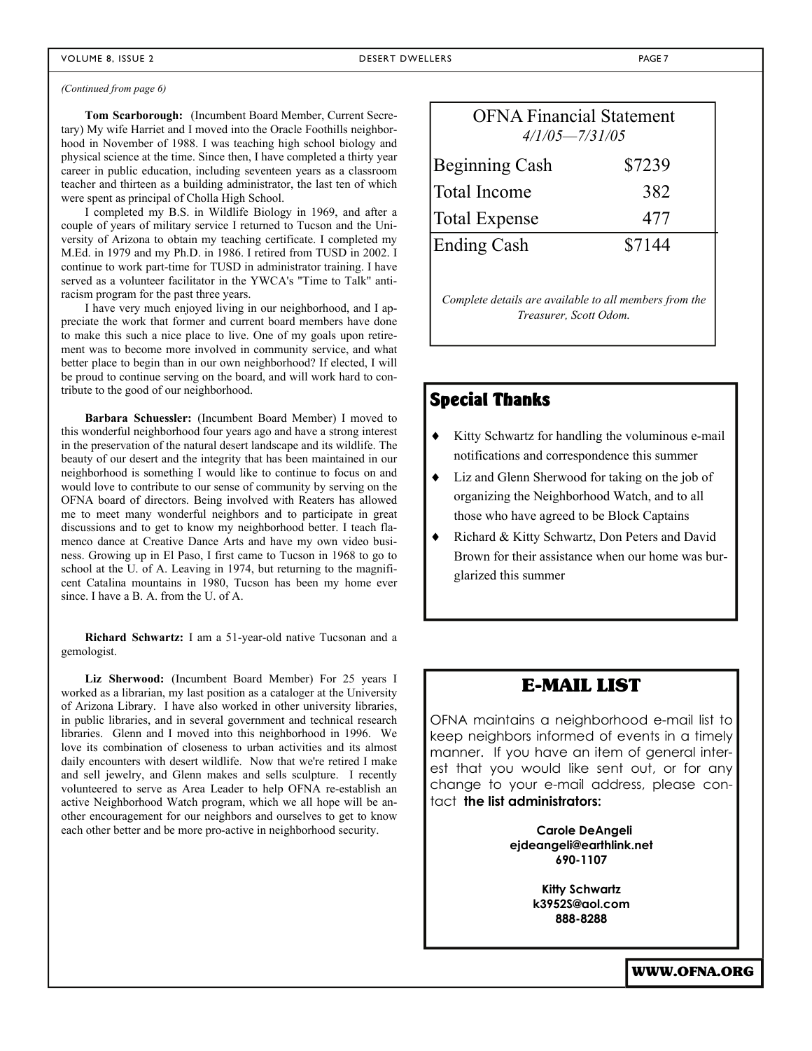*(Continued from page 6)*

**Tom Scarborough:** (Incumbent Board Member, Current Secretary) My wife Harriet and I moved into the Oracle Foothills neighborhood in November of 1988. I was teaching high school biology and physical science at the time. Since then, I have completed a thirty year career in public education, including seventeen years as a classroom teacher and thirteen as a building administrator, the last ten of which were spent as principal of Cholla High School.

I completed my B.S. in Wildlife Biology in 1969, and after a couple of years of military service I returned to Tucson and the University of Arizona to obtain my teaching certificate. I completed my M.Ed. in 1979 and my Ph.D. in 1986. I retired from TUSD in 2002. I continue to work part-time for TUSD in administrator training. I have served as a volunteer facilitator in the YWCA's "Time to Talk" anti-racism program for the past three years.

I have very much enjoyed living in our neighborhood, and I appreciate the work that former and current board members have done to make this such a nice place to live. One of my goals upon retirement was to become more involved in community service, and what better place to begin than in our own neighborhood? If elected, I will be proud to continue serving on the board, and will work hard to contribute to the good of our neighborhood.

**Barbara Schuessler:** (Incumbent Board Member) I moved to this wonderful neighborhood four years ago and have a strong interest in the preservation of the natural desert landscape and its wildlife. The beauty of our desert and the integrity that has been maintained in our neighborhood is something I would like to continue to focus on and would love to contribute to our sense of community by serving on the OFNA board of directors. Being involved with Reaters has allowed me to meet many wonderful neighbors and to participate in great discussions and to get to know my neighborhood better. I teach flamenco dance at Creative Dance Arts and have my own video business. Growing up in El Paso, I first came to Tucson in 1968 to go to school at the U. of A. Leaving in 1974, but returning to the magnificent Catalina mountains in 1980, Tucson has been my home ever since. I have a B. A. from the U. of A.

**Richard Schwartz:** I am a 51-year-old native Tucsonan and a gemologist.

**Liz Sherwood:** (Incumbent Board Member) For 25 years I worked as a librarian, my last position as a cataloger at the University of Arizona Library. I have also worked in other university libraries, in public libraries, and in several government and technical research libraries. Glenn and I moved into this neighborhood in 1996. We love its combination of closeness to urban activities and its almost daily encounters with desert wildlife. Now that we're retired I make and sell jewelry, and Glenn makes and sells sculpture. I recently volunteered to serve as Area Leader to help OFNA re-establish an active Neighborhood Watch program, which we all hope will be another encouragement for our neighbors and ourselves to get to know each other better and be more pro-active in neighborhood security.

## OFNA Financial Statement

*4/1/05—7/31/05*

| | |
|---|---|
| Beginning Cash | $7239 |
| Total Income | 382 |
| Total Expense | 477 |
| Ending Cash | $7144 |

*Complete details are available to all members from the Treasurer, Scott Odom.*

## Special Thanks

- Kitty Schwartz for handling the voluminous e-mail notifications and correspondence this summer
- Liz and Glenn Sherwood for taking on the job of organizing the Neighborhood Watch, and to all those who have agreed to be Block Captains
- Richard & Kitty Schwartz, Don Peters and David Brown for their assistance when our home was burglarized this summer

## E-MAIL LIST

OFNA maintains a neighborhood e-mail list to keep neighbors informed of events in a timely manner. If you have an item of general interest that you would like sent out, or for any change to your e-mail address, please contact **the list administrators:**

**Carole DeAngeli**
**ejdeangeli@earthlink.net**
**690-1107**

**Kitty Schwartz**
**k3952S@aol.com**
**888-8288**

**WWW.OFNA.ORG**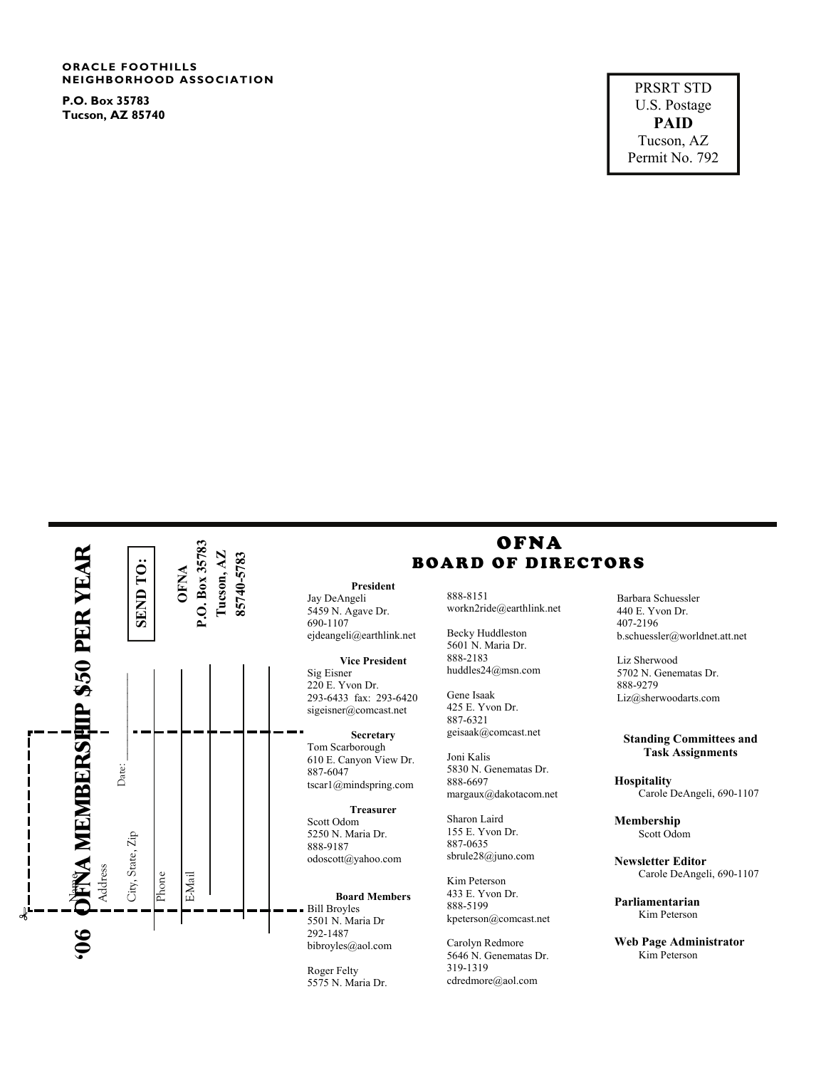**ORACLE FOOTHILLS NEIGHBORHOOD ASSOCIATION**

**P.O. Box 35783**
**Tucson, AZ 85740**

PRSRT STD
U.S. Postage
**PAID**
Tucson, AZ
Permit No. 792

**'06 OFNA MEMBERSHIP $50 PER YEAR**

Name
Address
City, State, Zip
Date: ____________
Phone
E-Mail

**SEND TO:**

**OFNA**
**P.O. Box 35783**
**Tucson, AZ**
**85740-5783**

# OFNA BOARD OF DIRECTORS

**President**
Jay DeAngeli
5459 N. Agave Dr.
690-1107
ejdeangeli@earthlink.net

**Vice President**
Sig Eisner
220 E. Yvon Dr.
293-6433 fax: 293-6420
sigeisner@comcast.net

**Secretary**
Tom Scarborough
610 E. Canyon View Dr.
887-6047
tscar1@mindspring.com

**Treasurer**
Scott Odom
5250 N. Maria Dr.
888-9187
odoscott@yahoo.com

**Board Members**

Bill Broyles
5501 N. Maria Dr
292-1487
bibroyles@aol.com

Roger Felty
5575 N. Maria Dr.
888-8151
workn2ride@earthlink.net

Becky Huddleston
5601 N. Maria Dr.
888-2183
huddles24@msn.com

Gene Isaak
425 E. Yvon Dr.
887-6321
geisaak@comcast.net

Joni Kalis
5830 N. Genematas Dr.
888-6697
margaux@dakotacom.net

Sharon Laird
155 E. Yvon Dr.
887-0635
sbrule28@juno.com

Kim Peterson
433 E. Yvon Dr.
888-5199
kpeterson@comcast.net

Carolyn Redmore
5646 N. Genematas Dr.
319-1319
cdredmore@aol.com

Barbara Schuessler
440 E. Yvon Dr.
407-2196
b.schuessler@worldnet.att.net

Liz Sherwood
5702 N. Genematas Dr.
888-9279
Liz@sherwoodarts.com

**Standing Committees and Task Assignments**

**Hospitality**
Carole DeAngeli, 690-1107

**Membership**
Scott Odom

**Newsletter Editor**
Carole DeAngeli, 690-1107

**Parliamentarian**
Kim Peterson

**Web Page Administrator**
Kim Peterson